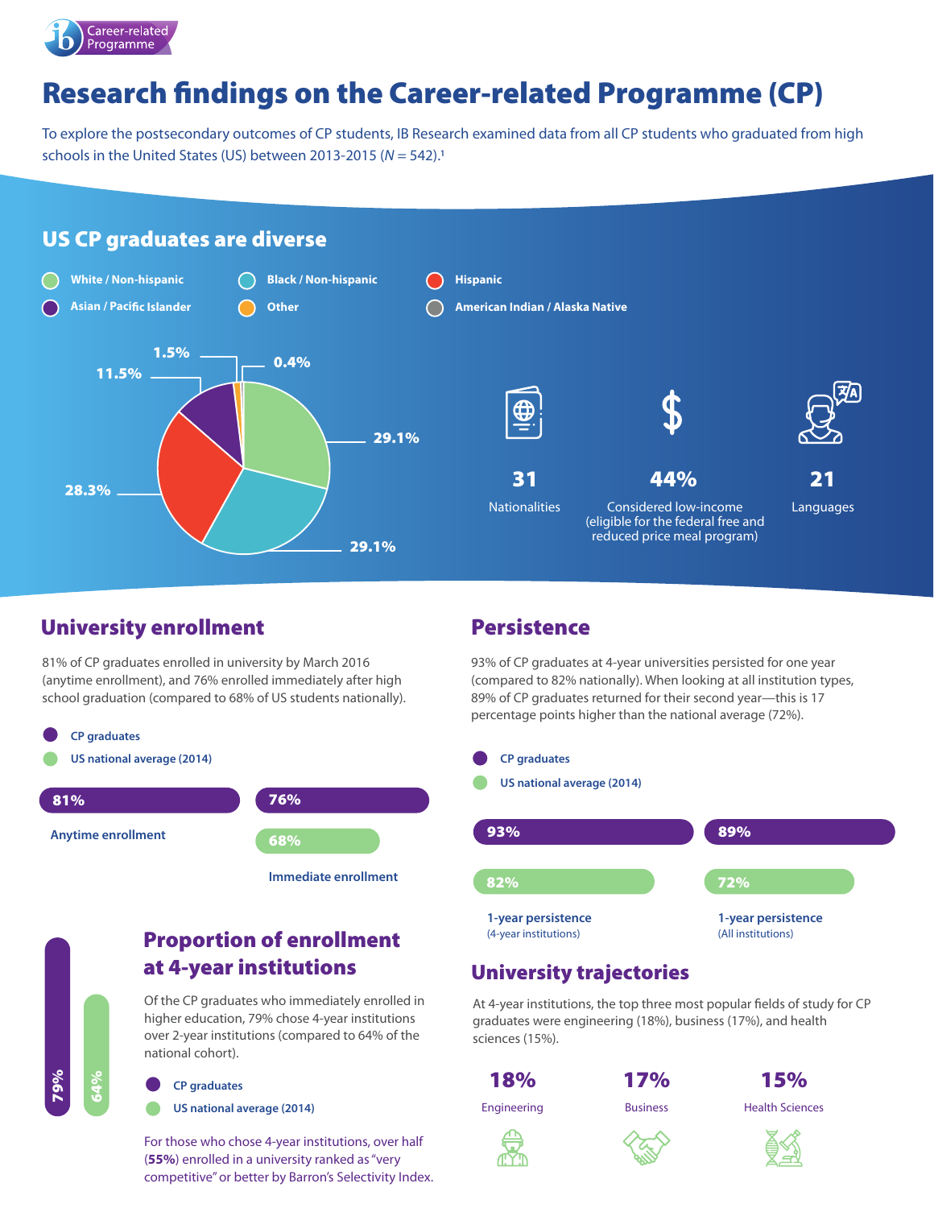Career-related Programme

# Research findings on the Career-related Programme (CP)

To explore the postsecondary outcomes of CP students, IB Research examined data from all CP students who graduated from high schools in the United States (US) between 2013-2015 (*N* = 542).[1]

## US CP graduates are diverse

| Group | Percentage |
|---|---|
| White / Non-hispanic | 29.1% |
| Black / Non-hispanic | 29.1% |
| Hispanic | 28.3% |
| Asian / Pacific Islander | 11.5% |
| Other | 1.5% |
| American Indian / Alaska Native | 0.4% |

**31** Nationalities

**44%** Considered low-income (eligible for the federal free and reduced price meal program)

**21** Languages

## University enrollment

81% of CP graduates enrolled in university by March 2016 (anytime enrollment), and 76% enrolled immediately after high school graduation (compared to 68% of US students nationally).

| | CP graduates | US national average (2014) |
|---|---|---|
| Anytime enrollment | 81% | |
| Immediate enrollment | 76% | 68% |

## Proportion of enrollment at 4-year institutions

Of the CP graduates who immediately enrolled in higher education, 79% chose 4-year institutions over 2-year institutions (compared to 64% of the national cohort).

| CP graduates | US national average (2014) |
|---|---|
| 79% | 64% |

For those who chose 4-year institutions, over half (**55%**) enrolled in a university ranked as "very competitive" or better by Barron's Selectivity Index.

## Persistence

93% of CP graduates at 4-year universities persisted for one year (compared to 82% nationally). When looking at all institution types, 89% of CP graduates returned for their second year—this is 17 percentage points higher than the national average (72%).

| | CP graduates | US national average (2014) |
|---|---|---|
| 1-year persistence (4-year institutions) | 93% | 82% |
| 1-year persistence (All institutions) | 89% | 72% |

## University trajectories

At 4-year institutions, the top three most popular fields of study for CP graduates were engineering (18%), business (17%), and health sciences (15%).

| 18% | 17% | 15% |
|---|---|---|
| Engineering | Business | Health Sciences |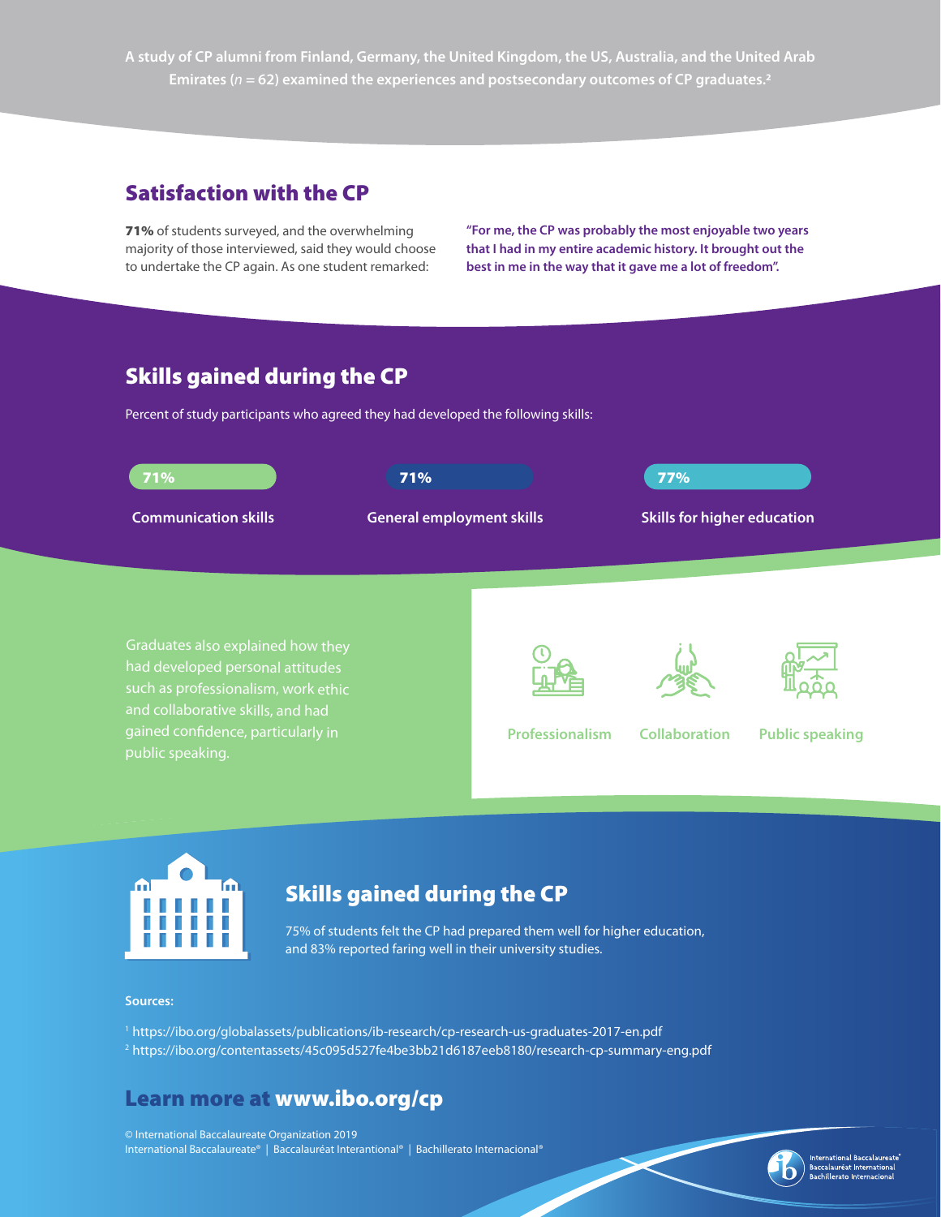A study of CP alumni from Finland, Germany, the United Kingdom, the US, Australia, and the United Arab Emirates (*n* = 62) examined the experiences and postsecondary outcomes of CP graduates.[2]

## Satisfaction with the CP

**71%** of students surveyed, and the overwhelming majority of those interviewed, said they would choose to undertake the CP again. As one student remarked:

**"For me, the CP was probably the most enjoyable two years that I had in my entire academic history. It brought out the best in me in the way that it gave me a lot of freedom".**

## Skills gained during the CP

Percent of study participants who agreed they had developed the following skills:

71%
Communication skills

71%
General employment skills

77%
Skills for higher education

Graduates also explained how they had developed personal attitudes such as professionalism, work ethic and collaborative skills, and had gained confidence, particularly in public speaking.

Professionalism

Collaboration

Public speaking

## Skills gained during the CP

75% of students felt the CP had prepared them well for higher education, and 83% reported faring well in their university studies.

**Sources:**

[1] https://ibo.org/globalassets/publications/ib-research/cp-research-us-graduates-2017-en.pdf
[2] https://ibo.org/contentassets/45c095d527fe4be3bb21d6187eeb8180/research-cp-summary-eng.pdf

## Learn more at www.ibo.org/cp

© International Baccalaureate Organization 2019
International Baccalaureate® | Baccalauréat International® | Bachillerato Internacional®